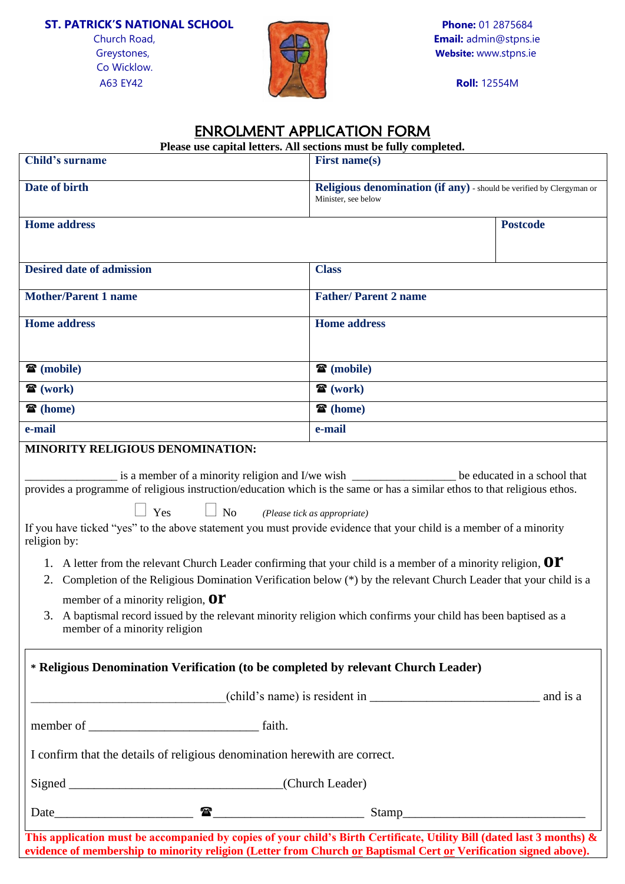**ST. PATRICK'S NATIONAL SCHOOL**
Church Road,
Greystones,
Co Wicklow.
A63 EY42

**Phone:** 01 2875684
**Email:** admin@stpns.ie
**Website:** www.stpns.ie

**Roll:** 12554M

# ENROLMENT APPLICATION FORM

**Please use capital letters. All sections must be fully completed.**

| | | |
|---|---|---|
| **Child's surname** | **First name(s)** | |
| **Date of birth** | **Religious denomination (if any)** - should be verified by Clergyman or Minister, see below | |
| **Home address** | | **Postcode** |
| **Desired date of admission** | **Class** | |
| **Mother/Parent 1 name** | **Father/ Parent 2 name** | |
| **Home address** | **Home address** | |
| **☎ (mobile)** | **☎ (mobile)** | |
| **☎ (work)** | **☎ (work)** | |
| **☎ (home)** | **☎ (home)** | |
| **e-mail** | **e-mail** | |

**MINORITY RELIGIOUS DENOMINATION:**

_______________ is a member of a minority religion and I/we wish _________________ be educated in a school that provides a programme of religious instruction/education which is the same or has a similar ethos to that religious ethos.

☐ Yes ☐ No *(Please tick as appropriate)*

If you have ticked "yes" to the above statement you must provide evidence that your child is a member of a minority religion by:

1. A letter from the relevant Church Leader confirming that your child is a member of a minority religion, **or**
2. Completion of the Religious Domination Verification below (*) by the relevant Church Leader that your child is a member of a minority religion, **or**
3. A baptismal record issued by the relevant minority religion which confirms your child has been baptised as a member of a minority religion

**\* Religious Denomination Verification (to be completed by relevant Church Leader)**

_______________________________(child's name) is resident in ___________________________ and is a member of ___________________________ faith.

I confirm that the details of religious denomination herewith are correct.

Signed _________________________________(Church Leader)

Date_____________________ ☎ _______________________ Stamp___________________________

**This application must be accompanied by copies of your child's Birth Certificate, Utility Bill (dated last 3 months) & evidence of membership to minority religion (Letter from Church <u>or</u> Baptismal Cert <u>or</u> Verification signed above).**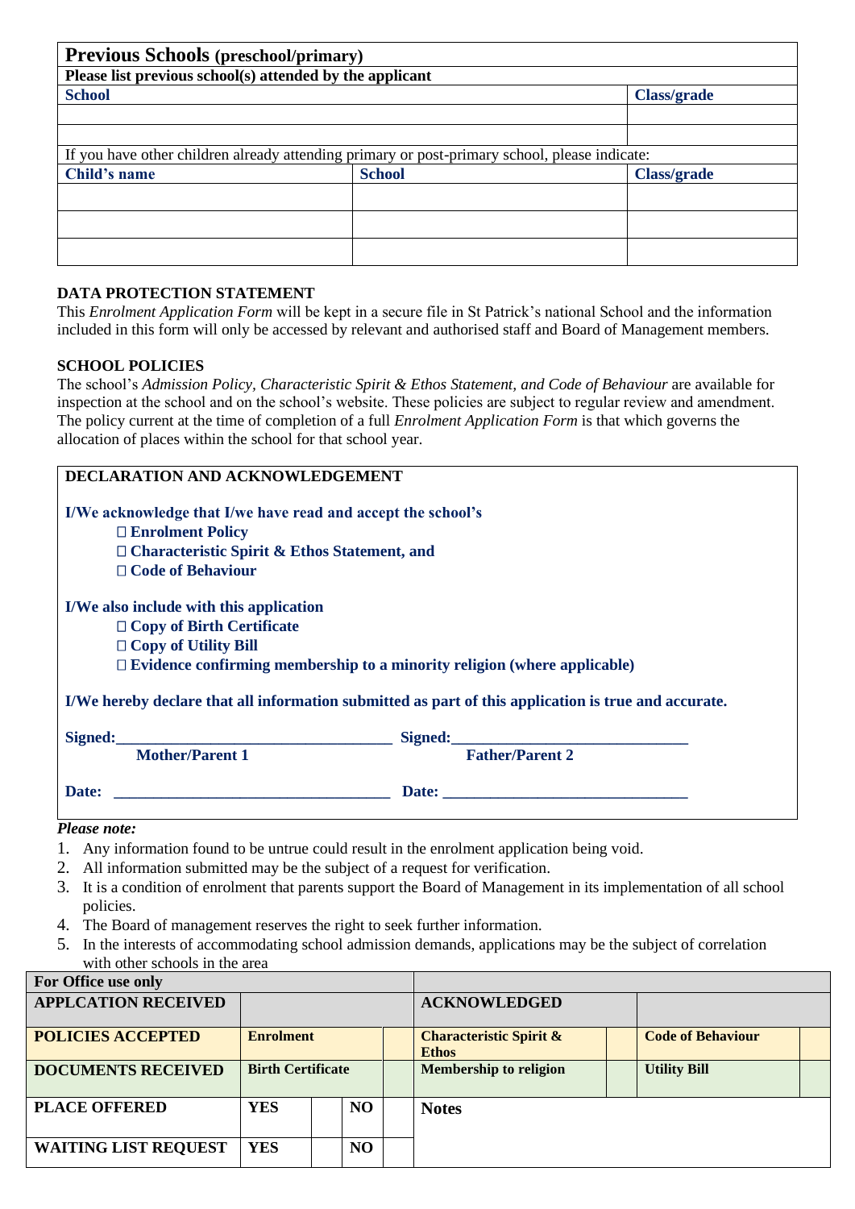| **Previous Schools** (preschool/primary) | | |
|---|---|---|
| **Please list previous school(s) attended by the applicant** | | |
| **School** | | **Class/grade** |
| | | |
| | | |
| If you have other children already attending primary or post-primary school, please indicate: | | |
| **Child's name** | **School** | **Class/grade** |
| | | |
| | | |
| | | |

**DATA PROTECTION STATEMENT**

This *Enrolment Application Form* will be kept in a secure file in St Patrick's national School and the information included in this form will only be accessed by relevant and authorised staff and Board of Management members.

**SCHOOL POLICIES**

The school's *Admission Policy, Characteristic Spirit & Ethos Statement, and Code of Behaviour* are available for inspection at the school and on the school's website. These policies are subject to regular review and amendment. The policy current at the time of completion of a full *Enrolment Application Form* is that which governs the allocation of places within the school for that school year.

**DECLARATION AND ACKNOWLEDGEMENT**

**I/We acknowledge that I/we have read and accept the school's**

- ☐ **Enrolment Policy**
- ☐ **Characteristic Spirit & Ethos Statement, and**
- ☐ **Code of Behaviour**

**I/We also include with this application**

- ☐ **Copy of Birth Certificate**
- ☐ **Copy of Utility Bill**
- ☐ **Evidence confirming membership to a minority religion (where applicable)**

**I/We hereby declare that all information submitted as part of this application is true and accurate.**

**Signed:**___________________________________ **Signed:**_____________________________
**Mother/Parent 1** **Father/Parent 2**

**Date:** ___________________________________ **Date:** _______________________________

***Please note:***

1. Any information found to be untrue could result in the enrolment application being void.
2. All information submitted may be the subject of a request for verification.
3. It is a condition of enrolment that parents support the Board of Management in its implementation of all school policies.
4. The Board of management reserves the right to seek further information.
5. In the interests of accommodating school admission demands, applications may be the subject of correlation with other schools in the area

| **For Office use only** | | | | | | | | |
|---|---|---|---|---|---|---|---|---|
| **APPLCATION RECEIVED** | | | | | **ACKNOWLEDGED** | | | |
| **POLICIES ACCEPTED** | **Enrolment** | | | | **Characteristic Spirit & Ethos** | | **Code of Behaviour** | |
| **DOCUMENTS RECEIVED** | **Birth Certificate** | | | | **Membership to religion** | | **Utility Bill** | |
| **PLACE OFFERED** | **YES** | | **NO** | | **Notes** | | | |
| **WAITING LIST REQUEST** | **YES** | | **NO** | | | | | |